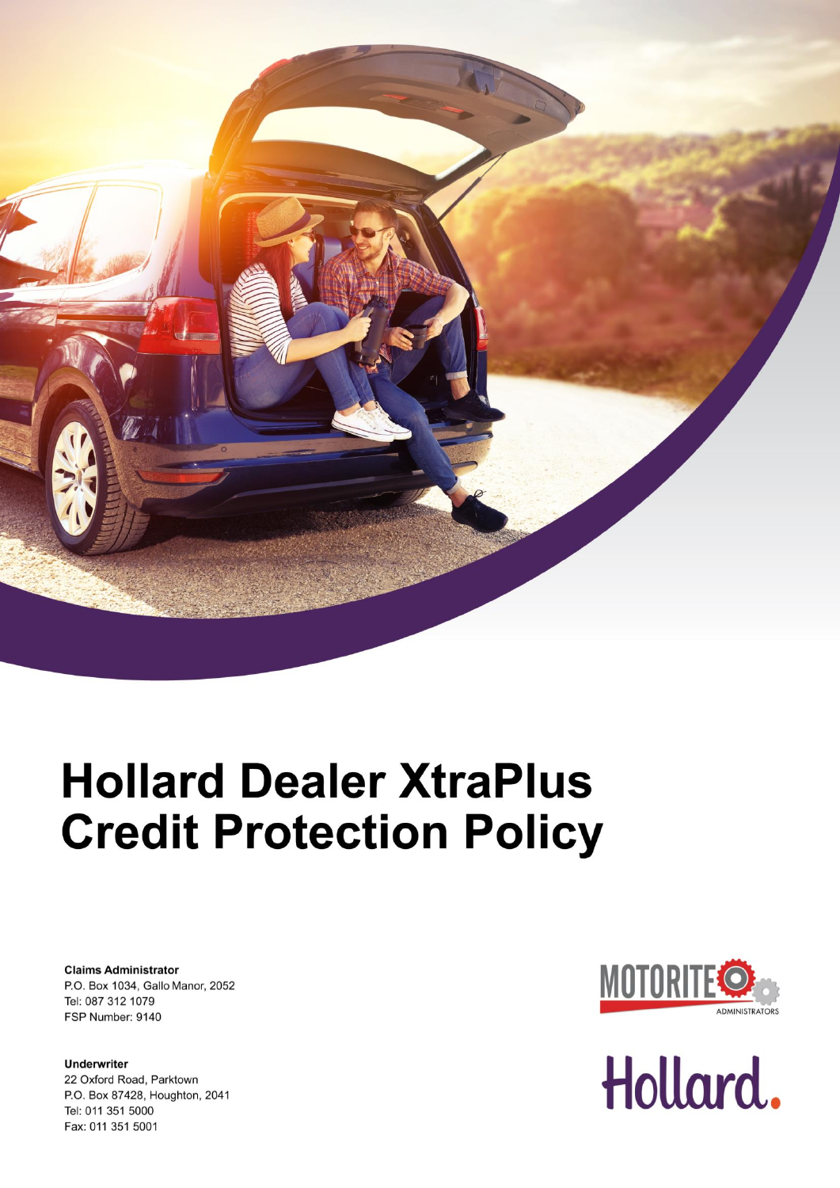# Hollard Dealer XtraPlus Credit Protection Policy

**Claims Administrator**
P.O. Box 1034, Gallo Manor, 2052
Tel: 087 312 1079
FSP Number: 9140

**Underwriter**
22 Oxford Road, Parktown
P.O. Box 87428, Houghton, 2041
Tel: 011 351 5000
Fax: 011 351 5001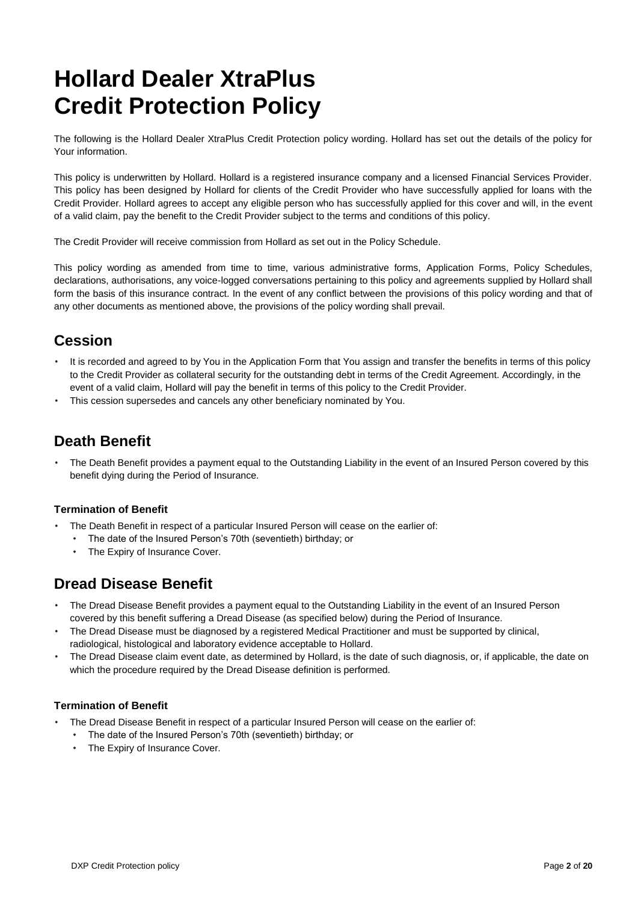# Hollard Dealer XtraPlus Credit Protection Policy

The following is the Hollard Dealer XtraPlus Credit Protection policy wording. Hollard has set out the details of the policy for Your information.

This policy is underwritten by Hollard. Hollard is a registered insurance company and a licensed Financial Services Provider. This policy has been designed by Hollard for clients of the Credit Provider who have successfully applied for loans with the Credit Provider. Hollard agrees to accept any eligible person who has successfully applied for this cover and will, in the event of a valid claim, pay the benefit to the Credit Provider subject to the terms and conditions of this policy.

The Credit Provider will receive commission from Hollard as set out in the Policy Schedule.

This policy wording as amended from time to time, various administrative forms, Application Forms, Policy Schedules, declarations, authorisations, any voice-logged conversations pertaining to this policy and agreements supplied by Hollard shall form the basis of this insurance contract. In the event of any conflict between the provisions of this policy wording and that of any other documents as mentioned above, the provisions of the policy wording shall prevail.

## Cession

- It is recorded and agreed to by You in the Application Form that You assign and transfer the benefits in terms of this policy to the Credit Provider as collateral security for the outstanding debt in terms of the Credit Agreement. Accordingly, in the event of a valid claim, Hollard will pay the benefit in terms of this policy to the Credit Provider.
- This cession supersedes and cancels any other beneficiary nominated by You.

## Death Benefit

- The Death Benefit provides a payment equal to the Outstanding Liability in the event of an Insured Person covered by this benefit dying during the Period of Insurance.

### Termination of Benefit

- The Death Benefit in respect of a particular Insured Person will cease on the earlier of:
  - The date of the Insured Person's 70th (seventieth) birthday; or
  - The Expiry of Insurance Cover.

## Dread Disease Benefit

- The Dread Disease Benefit provides a payment equal to the Outstanding Liability in the event of an Insured Person covered by this benefit suffering a Dread Disease (as specified below) during the Period of Insurance.
- The Dread Disease must be diagnosed by a registered Medical Practitioner and must be supported by clinical, radiological, histological and laboratory evidence acceptable to Hollard.
- The Dread Disease claim event date, as determined by Hollard, is the date of such diagnosis, or, if applicable, the date on which the procedure required by the Dread Disease definition is performed.

### Termination of Benefit

- The Dread Disease Benefit in respect of a particular Insured Person will cease on the earlier of:
  - The date of the Insured Person's 70th (seventieth) birthday; or
  - The Expiry of Insurance Cover.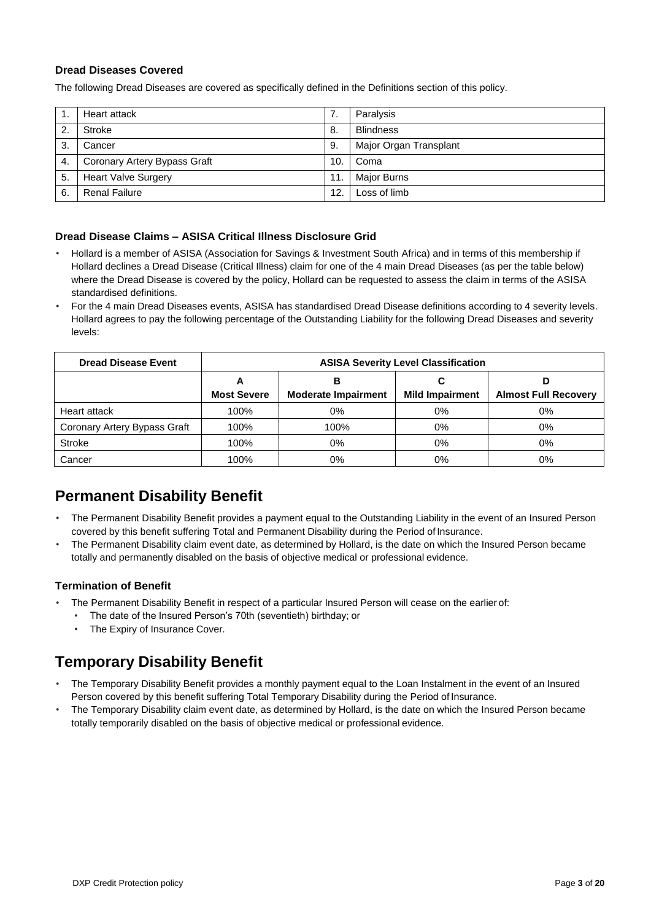### Dread Diseases Covered

The following Dread Diseases are covered as specifically defined in the Definitions section of this policy.

| | | | |
|---|---|---|---|
| 1. | Heart attack | 7. | Paralysis |
| 2. | Stroke | 8. | Blindness |
| 3. | Cancer | 9. | Major Organ Transplant |
| 4. | Coronary Artery Bypass Graft | 10. | Coma |
| 5. | Heart Valve Surgery | 11. | Major Burns |
| 6. | Renal Failure | 12. | Loss of limb |

### Dread Disease Claims – ASISA Critical Illness Disclosure Grid

- Hollard is a member of ASISA (Association for Savings & Investment South Africa) and in terms of this membership if Hollard declines a Dread Disease (Critical Illness) claim for one of the 4 main Dread Diseases (as per the table below) where the Dread Disease is covered by the policy, Hollard can be requested to assess the claim in terms of the ASISA standardised definitions.
- For the 4 main Dread Diseases events, ASISA has standardised Dread Disease definitions according to 4 severity levels. Hollard agrees to pay the following percentage of the Outstanding Liability for the following Dread Diseases and severity levels:

| Dread Disease Event | ASISA Severity Level Classification | | | |
|---|---|---|---|---|
| | A<br>Most Severe | B<br>Moderate Impairment | C<br>Mild Impairment | D<br>Almost Full Recovery |
| Heart attack | 100% | 0% | 0% | 0% |
| Coronary Artery Bypass Graft | 100% | 100% | 0% | 0% |
| Stroke | 100% | 0% | 0% | 0% |
| Cancer | 100% | 0% | 0% | 0% |

## Permanent Disability Benefit

- The Permanent Disability Benefit provides a payment equal to the Outstanding Liability in the event of an Insured Person covered by this benefit suffering Total and Permanent Disability during the Period of Insurance.
- The Permanent Disability claim event date, as determined by Hollard, is the date on which the Insured Person became totally and permanently disabled on the basis of objective medical or professional evidence.

### Termination of Benefit

- The Permanent Disability Benefit in respect of a particular Insured Person will cease on the earlier of:
  - The date of the Insured Person's 70th (seventieth) birthday; or
  - The Expiry of Insurance Cover.

## Temporary Disability Benefit

- The Temporary Disability Benefit provides a monthly payment equal to the Loan Instalment in the event of an Insured Person covered by this benefit suffering Total Temporary Disability during the Period of Insurance.
- The Temporary Disability claim event date, as determined by Hollard, is the date on which the Insured Person became totally temporarily disabled on the basis of objective medical or professional evidence.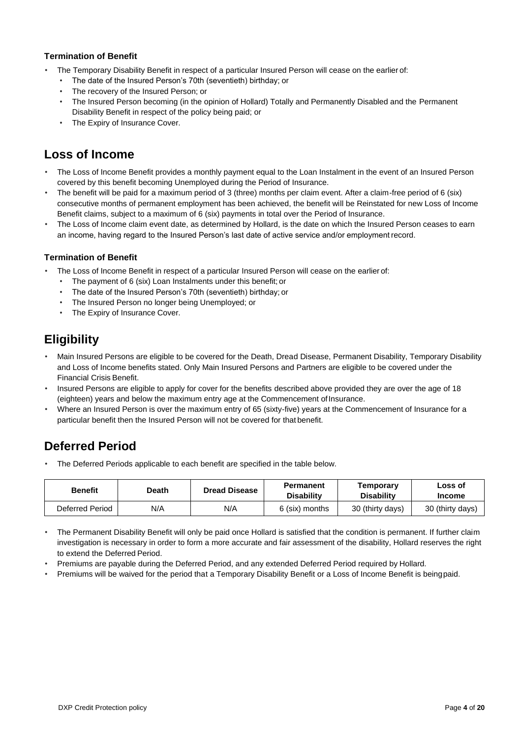### Termination of Benefit

- The Temporary Disability Benefit in respect of a particular Insured Person will cease on the earlier of:
  - The date of the Insured Person's 70th (seventieth) birthday; or
  - The recovery of the Insured Person; or
  - The Insured Person becoming (in the opinion of Hollard) Totally and Permanently Disabled and the Permanent Disability Benefit in respect of the policy being paid; or
  - The Expiry of Insurance Cover.

## Loss of Income

- The Loss of Income Benefit provides a monthly payment equal to the Loan Instalment in the event of an Insured Person covered by this benefit becoming Unemployed during the Period of Insurance.
- The benefit will be paid for a maximum period of 3 (three) months per claim event. After a claim-free period of 6 (six) consecutive months of permanent employment has been achieved, the benefit will be Reinstated for new Loss of Income Benefit claims, subject to a maximum of 6 (six) payments in total over the Period of Insurance.
- The Loss of Income claim event date, as determined by Hollard, is the date on which the Insured Person ceases to earn an income, having regard to the Insured Person's last date of active service and/or employment record.

### Termination of Benefit

- The Loss of Income Benefit in respect of a particular Insured Person will cease on the earlier of:
  - The payment of 6 (six) Loan Instalments under this benefit; or
  - The date of the Insured Person's 70th (seventieth) birthday; or
  - The Insured Person no longer being Unemployed; or
  - The Expiry of Insurance Cover.

## Eligibility

- Main Insured Persons are eligible to be covered for the Death, Dread Disease, Permanent Disability, Temporary Disability and Loss of Income benefits stated. Only Main Insured Persons and Partners are eligible to be covered under the Financial Crisis Benefit.
- Insured Persons are eligible to apply for cover for the benefits described above provided they are over the age of 18 (eighteen) years and below the maximum entry age at the Commencement of Insurance.
- Where an Insured Person is over the maximum entry of 65 (sixty-five) years at the Commencement of Insurance for a particular benefit then the Insured Person will not be covered for that benefit.

## Deferred Period

- The Deferred Periods applicable to each benefit are specified in the table below.

| Benefit | Death | Dread Disease | Permanent Disability | Temporary Disability | Loss of Income |
|---|---|---|---|---|---|
| Deferred Period | N/A | N/A | 6 (six) months | 30 (thirty days) | 30 (thirty days) |

- The Permanent Disability Benefit will only be paid once Hollard is satisfied that the condition is permanent. If further claim investigation is necessary in order to form a more accurate and fair assessment of the disability, Hollard reserves the right to extend the Deferred Period.
- Premiums are payable during the Deferred Period, and any extended Deferred Period required by Hollard.
- Premiums will be waived for the period that a Temporary Disability Benefit or a Loss of Income Benefit is being paid.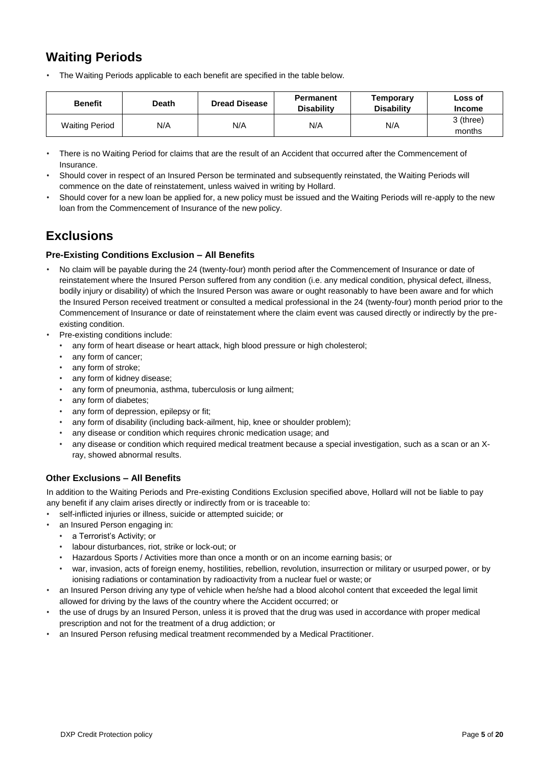## Waiting Periods

- The Waiting Periods applicable to each benefit are specified in the table below.

| Benefit | Death | Dread Disease | Permanent Disability | Temporary Disability | Loss of Income |
|---|---|---|---|---|---|
| Waiting Period | N/A | N/A | N/A | N/A | 3 (three) months |

- There is no Waiting Period for claims that are the result of an Accident that occurred after the Commencement of Insurance.
- Should cover in respect of an Insured Person be terminated and subsequently reinstated, the Waiting Periods will commence on the date of reinstatement, unless waived in writing by Hollard.
- Should cover for a new loan be applied for, a new policy must be issued and the Waiting Periods will re-apply to the new loan from the Commencement of Insurance of the new policy.

## Exclusions

### Pre-Existing Conditions Exclusion – All Benefits

- No claim will be payable during the 24 (twenty-four) month period after the Commencement of Insurance or date of reinstatement where the Insured Person suffered from any condition (i.e. any medical condition, physical defect, illness, bodily injury or disability) of which the Insured Person was aware or ought reasonably to have been aware and for which the Insured Person received treatment or consulted a medical professional in the 24 (twenty-four) month period prior to the Commencement of Insurance or date of reinstatement where the claim event was caused directly or indirectly by the pre-existing condition.
- Pre-existing conditions include:
  - any form of heart disease or heart attack, high blood pressure or high cholesterol;
  - any form of cancer;
  - any form of stroke;
  - any form of kidney disease;
  - any form of pneumonia, asthma, tuberculosis or lung ailment;
  - any form of diabetes;
  - any form of depression, epilepsy or fit;
  - any form of disability (including back-ailment, hip, knee or shoulder problem);
  - any disease or condition which requires chronic medication usage; and
  - any disease or condition which required medical treatment because a special investigation, such as a scan or an X-ray, showed abnormal results.

### Other Exclusions – All Benefits

In addition to the Waiting Periods and Pre-existing Conditions Exclusion specified above, Hollard will not be liable to pay any benefit if any claim arises directly or indirectly from or is traceable to:

- self-inflicted injuries or illness, suicide or attempted suicide; or
- an Insured Person engaging in:
  - a Terrorist's Activity; or
  - labour disturbances, riot, strike or lock-out; or
  - Hazardous Sports / Activities more than once a month or on an income earning basis; or
  - war, invasion, acts of foreign enemy, hostilities, rebellion, revolution, insurrection or military or usurped power, or by ionising radiations or contamination by radioactivity from a nuclear fuel or waste; or
- an Insured Person driving any type of vehicle when he/she had a blood alcohol content that exceeded the legal limit allowed for driving by the laws of the country where the Accident occurred; or
- the use of drugs by an Insured Person, unless it is proved that the drug was used in accordance with proper medical prescription and not for the treatment of a drug addiction; or
- an Insured Person refusing medical treatment recommended by a Medical Practitioner.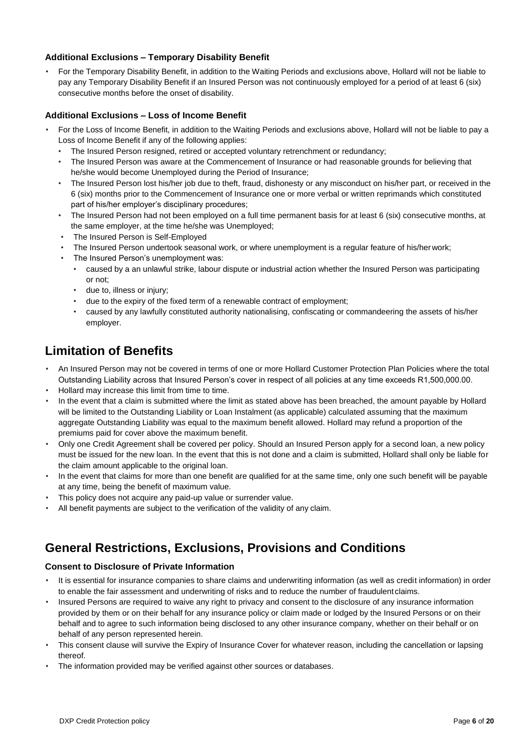### Additional Exclusions – Temporary Disability Benefit

- For the Temporary Disability Benefit, in addition to the Waiting Periods and exclusions above, Hollard will not be liable to pay any Temporary Disability Benefit if an Insured Person was not continuously employed for a period of at least 6 (six) consecutive months before the onset of disability.

### Additional Exclusions – Loss of Income Benefit

- For the Loss of Income Benefit, in addition to the Waiting Periods and exclusions above, Hollard will not be liable to pay a Loss of Income Benefit if any of the following applies:
  - The Insured Person resigned, retired or accepted voluntary retrenchment or redundancy;
  - The Insured Person was aware at the Commencement of Insurance or had reasonable grounds for believing that he/she would become Unemployed during the Period of Insurance;
  - The Insured Person lost his/her job due to theft, fraud, dishonesty or any misconduct on his/her part, or received in the 6 (six) months prior to the Commencement of Insurance one or more verbal or written reprimands which constituted part of his/her employer's disciplinary procedures;
  - The Insured Person had not been employed on a full time permanent basis for at least 6 (six) consecutive months, at the same employer, at the time he/she was Unemployed;
  - The Insured Person is Self-Employed
  - The Insured Person undertook seasonal work, or where unemployment is a regular feature of his/her work;
  - The Insured Person's unemployment was:
    - caused by a an unlawful strike, labour dispute or industrial action whether the Insured Person was participating or not;
    - due to, illness or injury;
    - due to the expiry of the fixed term of a renewable contract of employment;
    - caused by any lawfully constituted authority nationalising, confiscating or commandeering the assets of his/her employer.

## Limitation of Benefits

- An Insured Person may not be covered in terms of one or more Hollard Customer Protection Plan Policies where the total Outstanding Liability across that Insured Person's cover in respect of all policies at any time exceeds R1,500,000.00.
- Hollard may increase this limit from time to time.
- In the event that a claim is submitted where the limit as stated above has been breached, the amount payable by Hollard will be limited to the Outstanding Liability or Loan Instalment (as applicable) calculated assuming that the maximum aggregate Outstanding Liability was equal to the maximum benefit allowed. Hollard may refund a proportion of the premiums paid for cover above the maximum benefit.
- Only one Credit Agreement shall be covered per policy. Should an Insured Person apply for a second loan, a new policy must be issued for the new loan. In the event that this is not done and a claim is submitted, Hollard shall only be liable for the claim amount applicable to the original loan.
- In the event that claims for more than one benefit are qualified for at the same time, only one such benefit will be payable at any time, being the benefit of maximum value.
- This policy does not acquire any paid-up value or surrender value.
- All benefit payments are subject to the verification of the validity of any claim.

## General Restrictions, Exclusions, Provisions and Conditions

### Consent to Disclosure of Private Information

- It is essential for insurance companies to share claims and underwriting information (as well as credit information) in order to enable the fair assessment and underwriting of risks and to reduce the number of fraudulent claims.
- Insured Persons are required to waive any right to privacy and consent to the disclosure of any insurance information provided by them or on their behalf for any insurance policy or claim made or lodged by the Insured Persons or on their behalf and to agree to such information being disclosed to any other insurance company, whether on their behalf or on behalf of any person represented herein.
- This consent clause will survive the Expiry of Insurance Cover for whatever reason, including the cancellation or lapsing thereof.
- The information provided may be verified against other sources or databases.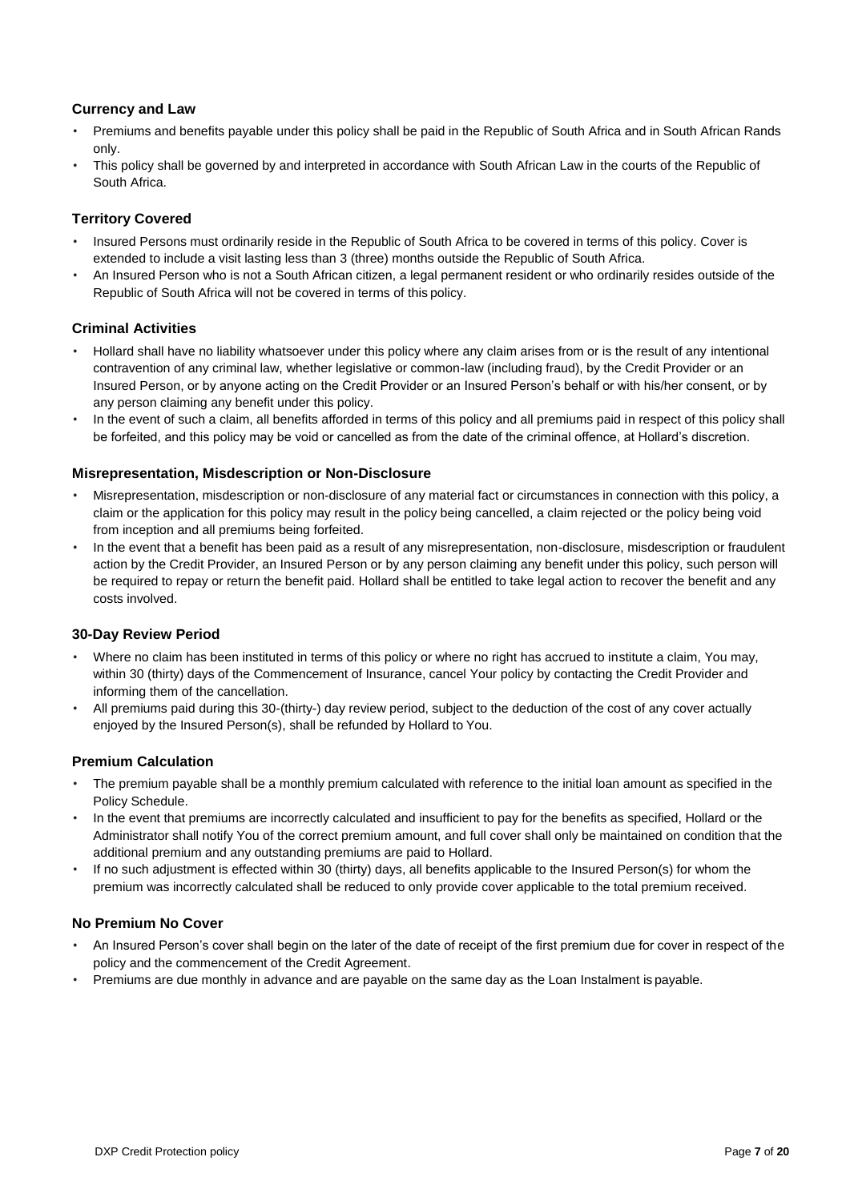### Currency and Law

- Premiums and benefits payable under this policy shall be paid in the Republic of South Africa and in South African Rands only.
- This policy shall be governed by and interpreted in accordance with South African Law in the courts of the Republic of South Africa.

### Territory Covered

- Insured Persons must ordinarily reside in the Republic of South Africa to be covered in terms of this policy. Cover is extended to include a visit lasting less than 3 (three) months outside the Republic of South Africa.
- An Insured Person who is not a South African citizen, a legal permanent resident or who ordinarily resides outside of the Republic of South Africa will not be covered in terms of this policy.

### Criminal Activities

- Hollard shall have no liability whatsoever under this policy where any claim arises from or is the result of any intentional contravention of any criminal law, whether legislative or common-law (including fraud), by the Credit Provider or an Insured Person, or by anyone acting on the Credit Provider or an Insured Person's behalf or with his/her consent, or by any person claiming any benefit under this policy.
- In the event of such a claim, all benefits afforded in terms of this policy and all premiums paid in respect of this policy shall be forfeited, and this policy may be void or cancelled as from the date of the criminal offence, at Hollard's discretion.

### Misrepresentation, Misdescription or Non-Disclosure

- Misrepresentation, misdescription or non-disclosure of any material fact or circumstances in connection with this policy, a claim or the application for this policy may result in the policy being cancelled, a claim rejected or the policy being void from inception and all premiums being forfeited.
- In the event that a benefit has been paid as a result of any misrepresentation, non-disclosure, misdescription or fraudulent action by the Credit Provider, an Insured Person or by any person claiming any benefit under this policy, such person will be required to repay or return the benefit paid. Hollard shall be entitled to take legal action to recover the benefit and any costs involved.

### 30-Day Review Period

- Where no claim has been instituted in terms of this policy or where no right has accrued to institute a claim, You may, within 30 (thirty) days of the Commencement of Insurance, cancel Your policy by contacting the Credit Provider and informing them of the cancellation.
- All premiums paid during this 30-(thirty-) day review period, subject to the deduction of the cost of any cover actually enjoyed by the Insured Person(s), shall be refunded by Hollard to You.

### Premium Calculation

- The premium payable shall be a monthly premium calculated with reference to the initial loan amount as specified in the Policy Schedule.
- In the event that premiums are incorrectly calculated and insufficient to pay for the benefits as specified, Hollard or the Administrator shall notify You of the correct premium amount, and full cover shall only be maintained on condition that the additional premium and any outstanding premiums are paid to Hollard.
- If no such adjustment is effected within 30 (thirty) days, all benefits applicable to the Insured Person(s) for whom the premium was incorrectly calculated shall be reduced to only provide cover applicable to the total premium received.

### No Premium No Cover

- An Insured Person's cover shall begin on the later of the date of receipt of the first premium due for cover in respect of the policy and the commencement of the Credit Agreement.
- Premiums are due monthly in advance and are payable on the same day as the Loan Instalment is payable.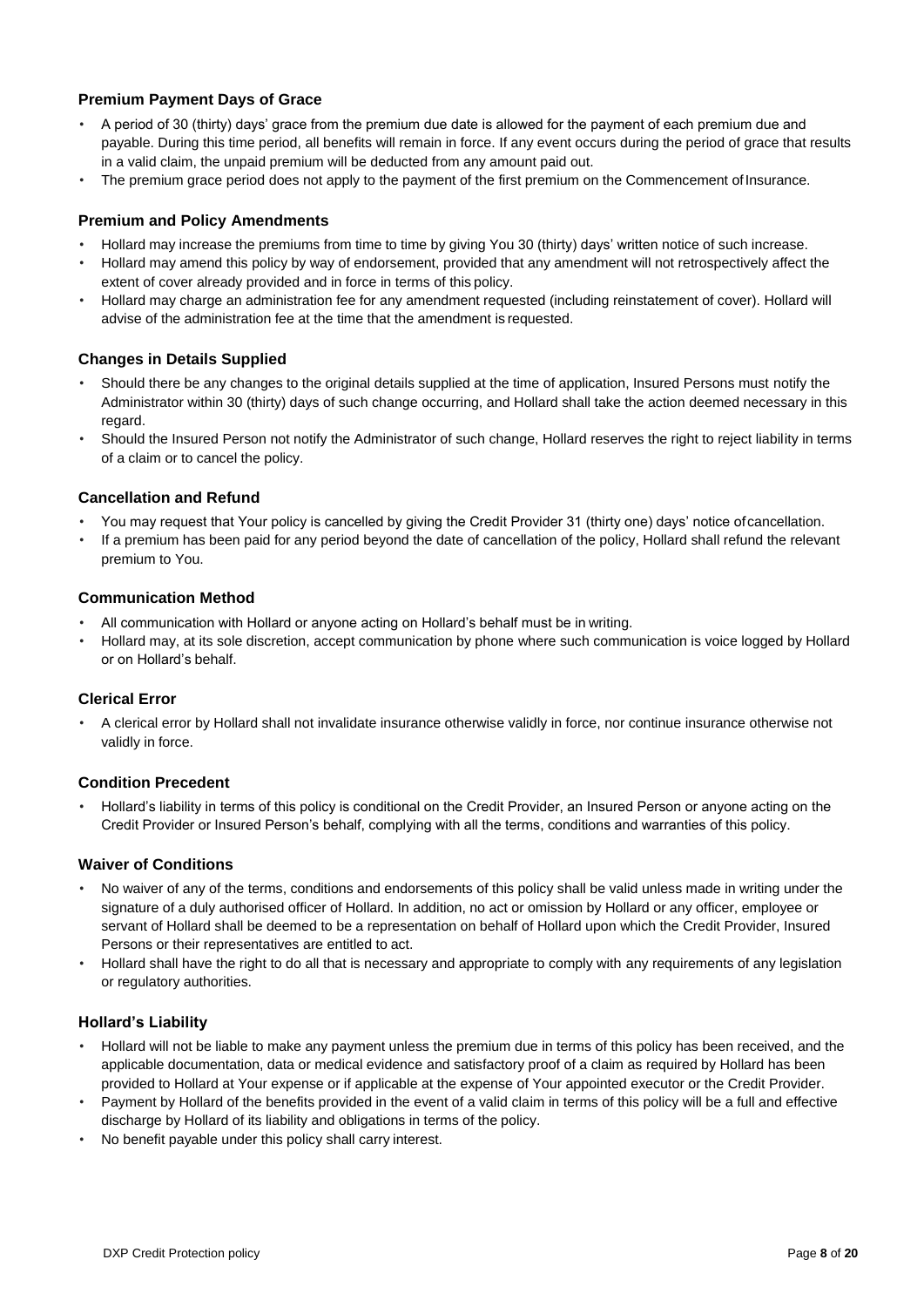### Premium Payment Days of Grace

- A period of 30 (thirty) days' grace from the premium due date is allowed for the payment of each premium due and payable. During this time period, all benefits will remain in force. If any event occurs during the period of grace that results in a valid claim, the unpaid premium will be deducted from any amount paid out.
- The premium grace period does not apply to the payment of the first premium on the Commencement of Insurance.

### Premium and Policy Amendments

- Hollard may increase the premiums from time to time by giving You 30 (thirty) days' written notice of such increase.
- Hollard may amend this policy by way of endorsement, provided that any amendment will not retrospectively affect the extent of cover already provided and in force in terms of this policy.
- Hollard may charge an administration fee for any amendment requested (including reinstatement of cover). Hollard will advise of the administration fee at the time that the amendment is requested.

### Changes in Details Supplied

- Should there be any changes to the original details supplied at the time of application, Insured Persons must notify the Administrator within 30 (thirty) days of such change occurring, and Hollard shall take the action deemed necessary in this regard.
- Should the Insured Person not notify the Administrator of such change, Hollard reserves the right to reject liability in terms of a claim or to cancel the policy.

### Cancellation and Refund

- You may request that Your policy is cancelled by giving the Credit Provider 31 (thirty one) days' notice of cancellation.
- If a premium has been paid for any period beyond the date of cancellation of the policy, Hollard shall refund the relevant premium to You.

### Communication Method

- All communication with Hollard or anyone acting on Hollard's behalf must be in writing.
- Hollard may, at its sole discretion, accept communication by phone where such communication is voice logged by Hollard or on Hollard's behalf.

### Clerical Error

- A clerical error by Hollard shall not invalidate insurance otherwise validly in force, nor continue insurance otherwise not validly in force.

### Condition Precedent

- Hollard's liability in terms of this policy is conditional on the Credit Provider, an Insured Person or anyone acting on the Credit Provider or Insured Person's behalf, complying with all the terms, conditions and warranties of this policy.

### Waiver of Conditions

- No waiver of any of the terms, conditions and endorsements of this policy shall be valid unless made in writing under the signature of a duly authorised officer of Hollard. In addition, no act or omission by Hollard or any officer, employee or servant of Hollard shall be deemed to be a representation on behalf of Hollard upon which the Credit Provider, Insured Persons or their representatives are entitled to act.
- Hollard shall have the right to do all that is necessary and appropriate to comply with any requirements of any legislation or regulatory authorities.

### Hollard's Liability

- Hollard will not be liable to make any payment unless the premium due in terms of this policy has been received, and the applicable documentation, data or medical evidence and satisfactory proof of a claim as required by Hollard has been provided to Hollard at Your expense or if applicable at the expense of Your appointed executor or the Credit Provider.
- Payment by Hollard of the benefits provided in the event of a valid claim in terms of this policy will be a full and effective discharge by Hollard of its liability and obligations in terms of the policy.
- No benefit payable under this policy shall carry interest.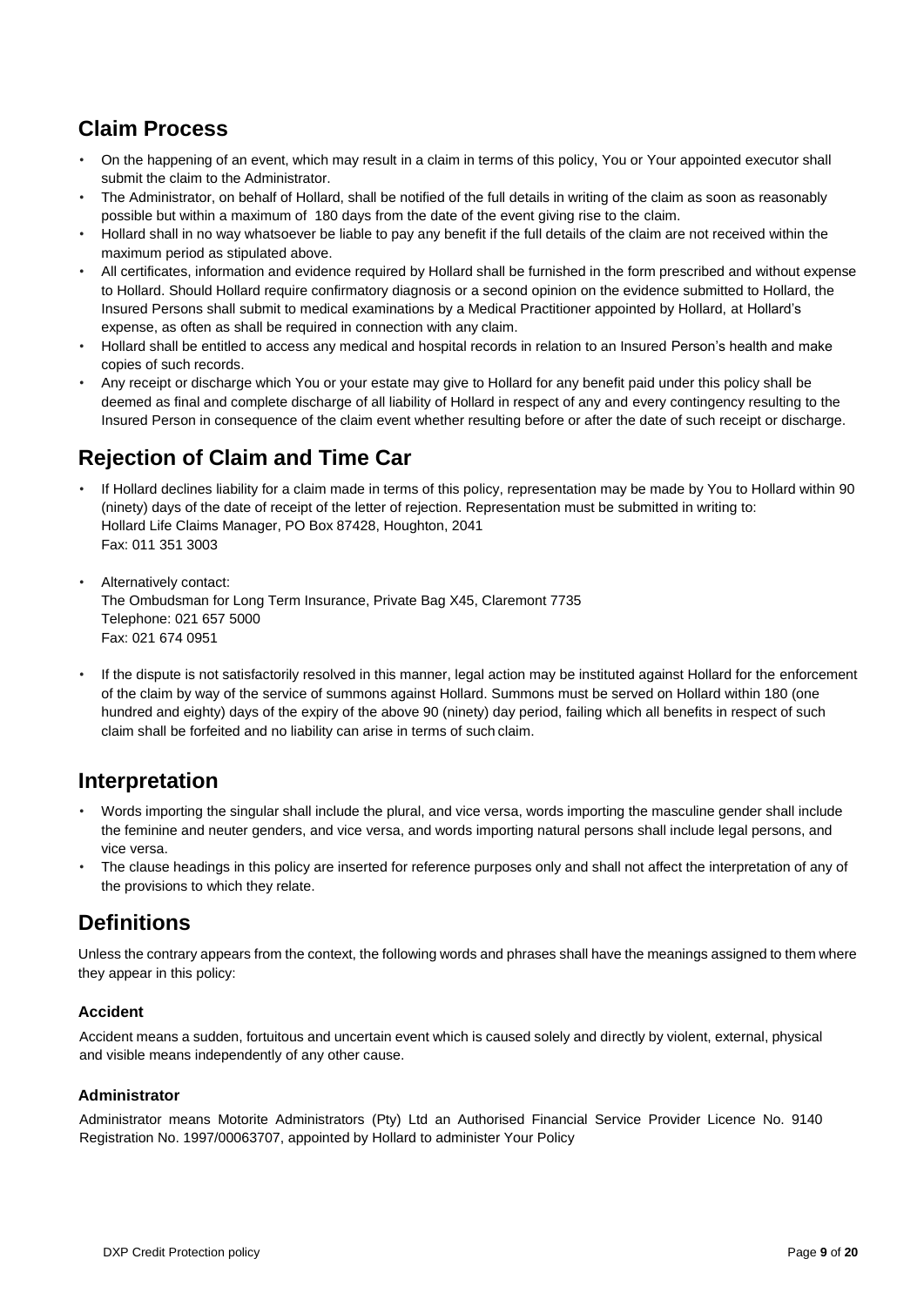## Claim Process

- On the happening of an event, which may result in a claim in terms of this policy, You or Your appointed executor shall submit the claim to the Administrator.
- The Administrator, on behalf of Hollard, shall be notified of the full details in writing of the claim as soon as reasonably possible but within a maximum of 180 days from the date of the event giving rise to the claim.
- Hollard shall in no way whatsoever be liable to pay any benefit if the full details of the claim are not received within the maximum period as stipulated above.
- All certificates, information and evidence required by Hollard shall be furnished in the form prescribed and without expense to Hollard. Should Hollard require confirmatory diagnosis or a second opinion on the evidence submitted to Hollard, the Insured Persons shall submit to medical examinations by a Medical Practitioner appointed by Hollard, at Hollard's expense, as often as shall be required in connection with any claim.
- Hollard shall be entitled to access any medical and hospital records in relation to an Insured Person's health and make copies of such records.
- Any receipt or discharge which You or your estate may give to Hollard for any benefit paid under this policy shall be deemed as final and complete discharge of all liability of Hollard in respect of any and every contingency resulting to the Insured Person in consequence of the claim event whether resulting before or after the date of such receipt or discharge.

## Rejection of Claim and Time Car

- If Hollard declines liability for a claim made in terms of this policy, representation may be made by You to Hollard within 90 (ninety) days of the date of receipt of the letter of rejection. Representation must be submitted in writing to:
  Hollard Life Claims Manager, PO Box 87428, Houghton, 2041
  Fax: 011 351 3003
- Alternatively contact:
  The Ombudsman for Long Term Insurance, Private Bag X45, Claremont 7735
  Telephone: 021 657 5000
  Fax: 021 674 0951
- If the dispute is not satisfactorily resolved in this manner, legal action may be instituted against Hollard for the enforcement of the claim by way of the service of summons against Hollard. Summons must be served on Hollard within 180 (one hundred and eighty) days of the expiry of the above 90 (ninety) day period, failing which all benefits in respect of such claim shall be forfeited and no liability can arise in terms of such claim.

## Interpretation

- Words importing the singular shall include the plural, and vice versa, words importing the masculine gender shall include the feminine and neuter genders, and vice versa, and words importing natural persons shall include legal persons, and vice versa.
- The clause headings in this policy are inserted for reference purposes only and shall not affect the interpretation of any of the provisions to which they relate.

## Definitions

Unless the contrary appears from the context, the following words and phrases shall have the meanings assigned to them where they appear in this policy:

### Accident

Accident means a sudden, fortuitous and uncertain event which is caused solely and directly by violent, external, physical and visible means independently of any other cause.

### Administrator

Administrator means Motorite Administrators (Pty) Ltd an Authorised Financial Service Provider Licence No. 9140 Registration No. 1997/00063707, appointed by Hollard to administer Your Policy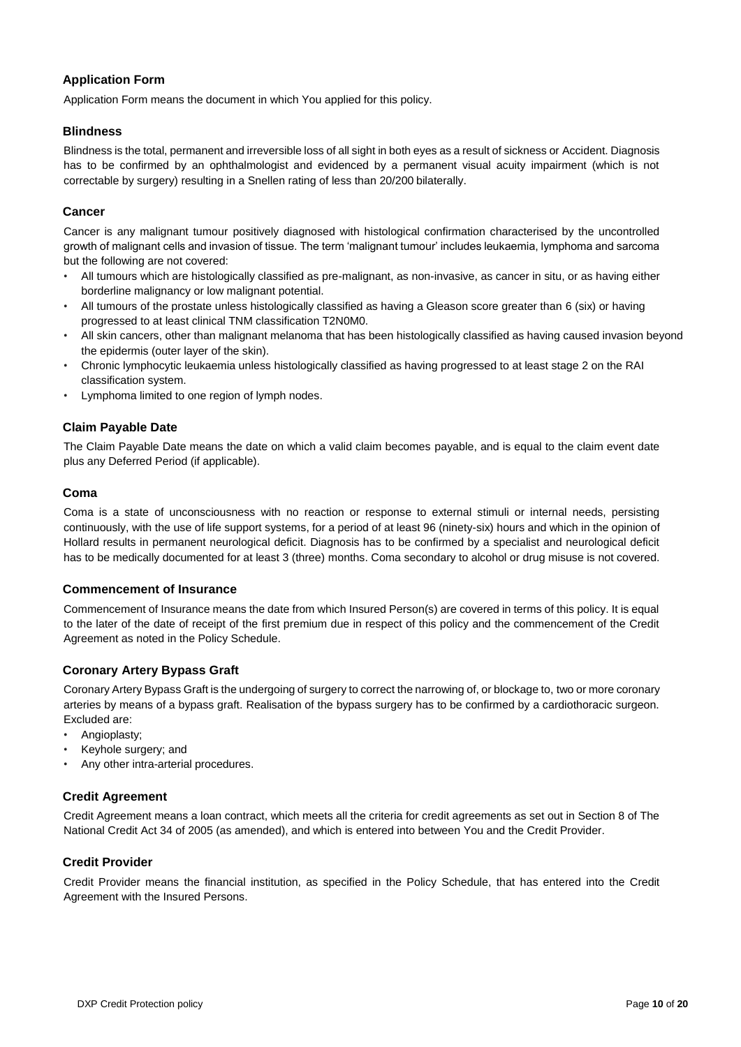### Application Form

Application Form means the document in which You applied for this policy.

### Blindness

Blindness is the total, permanent and irreversible loss of all sight in both eyes as a result of sickness or Accident. Diagnosis has to be confirmed by an ophthalmologist and evidenced by a permanent visual acuity impairment (which is not correctable by surgery) resulting in a Snellen rating of less than 20/200 bilaterally.

### Cancer

Cancer is any malignant tumour positively diagnosed with histological confirmation characterised by the uncontrolled growth of malignant cells and invasion of tissue. The term 'malignant tumour' includes leukaemia, lymphoma and sarcoma but the following are not covered:

- All tumours which are histologically classified as pre-malignant, as non-invasive, as cancer in situ, or as having either borderline malignancy or low malignant potential.
- All tumours of the prostate unless histologically classified as having a Gleason score greater than 6 (six) or having progressed to at least clinical TNM classification T2N0M0.
- All skin cancers, other than malignant melanoma that has been histologically classified as having caused invasion beyond the epidermis (outer layer of the skin).
- Chronic lymphocytic leukaemia unless histologically classified as having progressed to at least stage 2 on the RAI classification system.
- Lymphoma limited to one region of lymph nodes.

### Claim Payable Date

The Claim Payable Date means the date on which a valid claim becomes payable, and is equal to the claim event date plus any Deferred Period (if applicable).

### Coma

Coma is a state of unconsciousness with no reaction or response to external stimuli or internal needs, persisting continuously, with the use of life support systems, for a period of at least 96 (ninety-six) hours and which in the opinion of Hollard results in permanent neurological deficit. Diagnosis has to be confirmed by a specialist and neurological deficit has to be medically documented for at least 3 (three) months. Coma secondary to alcohol or drug misuse is not covered.

### Commencement of Insurance

Commencement of Insurance means the date from which Insured Person(s) are covered in terms of this policy. It is equal to the later of the date of receipt of the first premium due in respect of this policy and the commencement of the Credit Agreement as noted in the Policy Schedule.

### Coronary Artery Bypass Graft

Coronary Artery Bypass Graft is the undergoing of surgery to correct the narrowing of, or blockage to, two or more coronary arteries by means of a bypass graft. Realisation of the bypass surgery has to be confirmed by a cardiothoracic surgeon. Excluded are:

- Angioplasty;
- Keyhole surgery; and
- Any other intra-arterial procedures.

### Credit Agreement

Credit Agreement means a loan contract, which meets all the criteria for credit agreements as set out in Section 8 of The National Credit Act 34 of 2005 (as amended), and which is entered into between You and the Credit Provider.

### Credit Provider

Credit Provider means the financial institution, as specified in the Policy Schedule, that has entered into the Credit Agreement with the Insured Persons.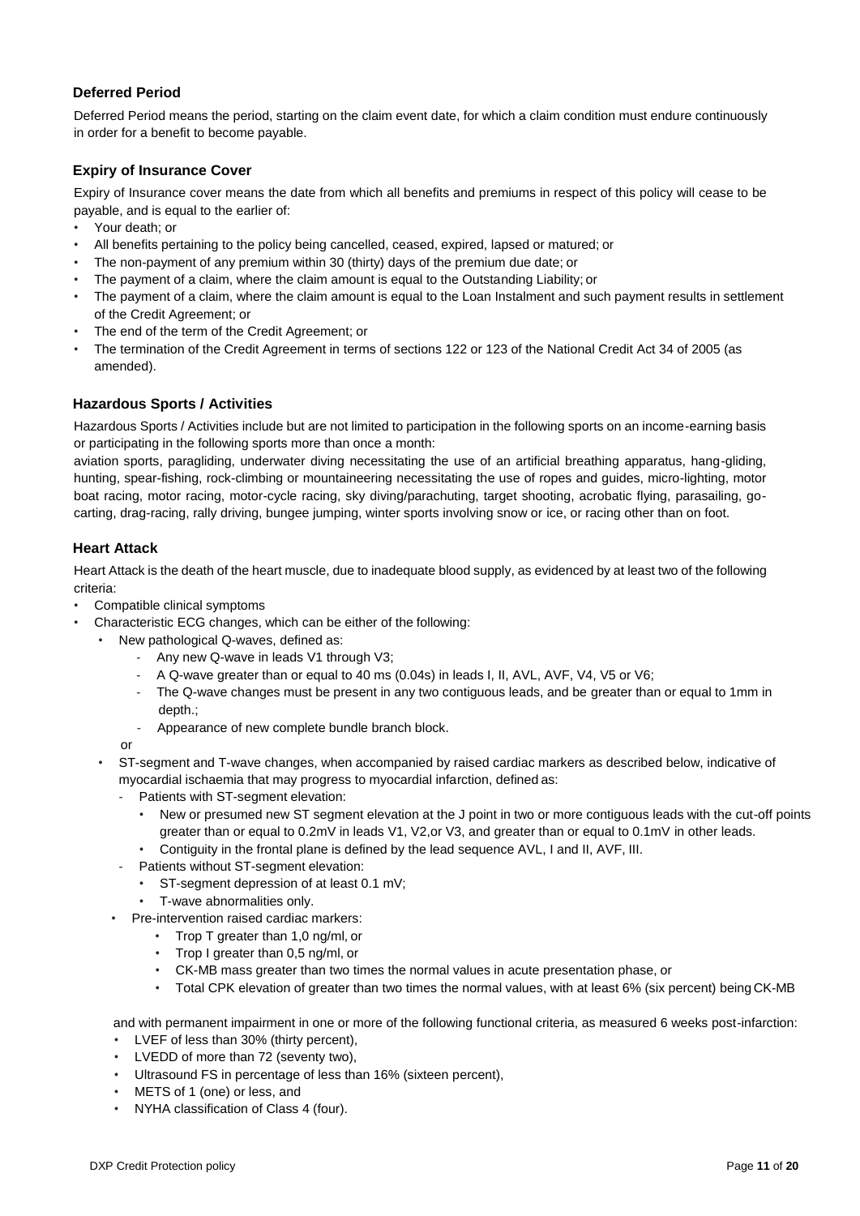### Deferred Period

Deferred Period means the period, starting on the claim event date, for which a claim condition must endure continuously in order for a benefit to become payable.

### Expiry of Insurance Cover

Expiry of Insurance cover means the date from which all benefits and premiums in respect of this policy will cease to be payable, and is equal to the earlier of:

- Your death; or
- All benefits pertaining to the policy being cancelled, ceased, expired, lapsed or matured; or
- The non-payment of any premium within 30 (thirty) days of the premium due date; or
- The payment of a claim, where the claim amount is equal to the Outstanding Liability; or
- The payment of a claim, where the claim amount is equal to the Loan Instalment and such payment results in settlement of the Credit Agreement; or
- The end of the term of the Credit Agreement; or
- The termination of the Credit Agreement in terms of sections 122 or 123 of the National Credit Act 34 of 2005 (as amended).

### Hazardous Sports / Activities

Hazardous Sports / Activities include but are not limited to participation in the following sports on an income-earning basis or participating in the following sports more than once a month:

aviation sports, paragliding, underwater diving necessitating the use of an artificial breathing apparatus, hang-gliding, hunting, spear-fishing, rock-climbing or mountaineering necessitating the use of ropes and guides, micro-lighting, motor boat racing, motor racing, motor-cycle racing, sky diving/parachuting, target shooting, acrobatic flying, parasailing, go-carting, drag-racing, rally driving, bungee jumping, winter sports involving snow or ice, or racing other than on foot.

### Heart Attack

Heart Attack is the death of the heart muscle, due to inadequate blood supply, as evidenced by at least two of the following criteria:

- Compatible clinical symptoms
- Characteristic ECG changes, which can be either of the following:
  - New pathological Q-waves, defined as:
    - Any new Q-wave in leads V1 through V3;
    - A Q-wave greater than or equal to 40 ms (0.04s) in leads I, II, AVL, AVF, V4, V5 or V6;
    - The Q-wave changes must be present in any two contiguous leads, and be greater than or equal to 1mm in depth.;
    - Appearance of new complete bundle branch block.

    or
  - ST-segment and T-wave changes, when accompanied by raised cardiac markers as described below, indicative of myocardial ischaemia that may progress to myocardial infarction, defined as:
    - Patients with ST-segment elevation:
      - New or presumed new ST segment elevation at the J point in two or more contiguous leads with the cut-off points greater than or equal to 0.2mV in leads V1, V2,or V3, and greater than or equal to 0.1mV in other leads.
      - Contiguity in the frontal plane is defined by the lead sequence AVL, I and II, AVF, III.
    - Patients without ST-segment elevation:
      - ST-segment depression of at least 0.1 mV;
      - T-wave abnormalities only.
  - Pre-intervention raised cardiac markers:
    - Trop T greater than 1,0 ng/ml, or
    - Trop I greater than 0,5 ng/ml, or
    - CK-MB mass greater than two times the normal values in acute presentation phase, or
    - Total CPK elevation of greater than two times the normal values, with at least 6% (six percent) being CK-MB

and with permanent impairment in one or more of the following functional criteria, as measured 6 weeks post-infarction:

- LVEF of less than 30% (thirty percent),
- LVEDD of more than 72 (seventy two),
- Ultrasound FS in percentage of less than 16% (sixteen percent),
- METS of 1 (one) or less, and
- NYHA classification of Class 4 (four).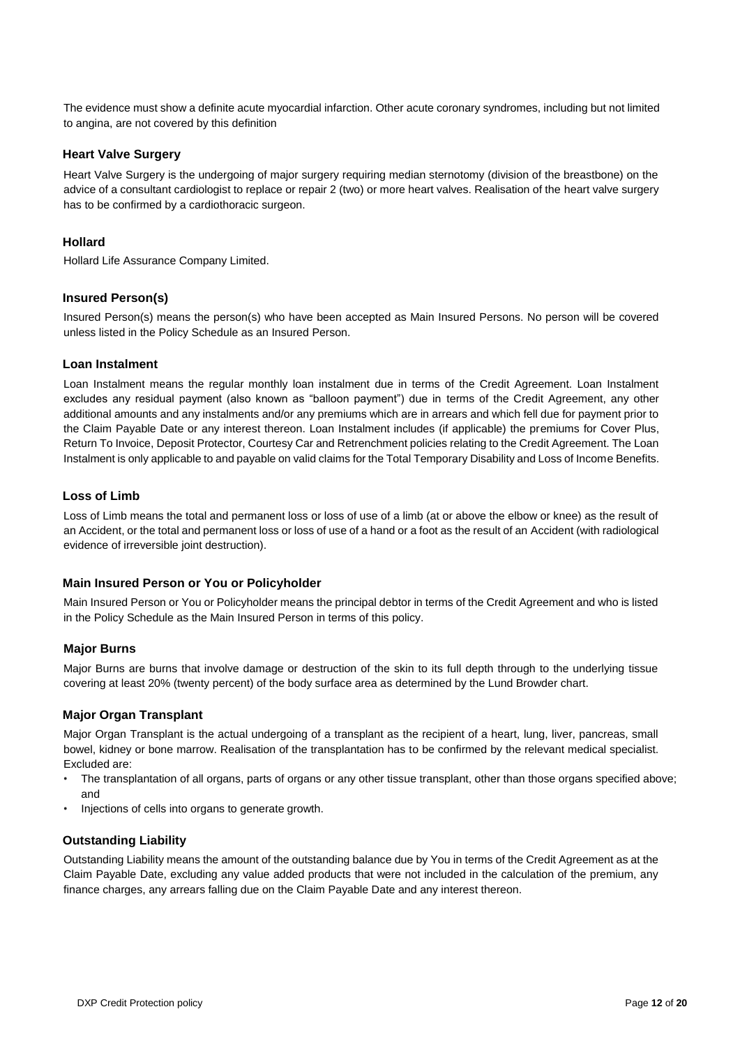The evidence must show a definite acute myocardial infarction. Other acute coronary syndromes, including but not limited to angina, are not covered by this definition

### Heart Valve Surgery

Heart Valve Surgery is the undergoing of major surgery requiring median sternotomy (division of the breastbone) on the advice of a consultant cardiologist to replace or repair 2 (two) or more heart valves. Realisation of the heart valve surgery has to be confirmed by a cardiothoracic surgeon.

### Hollard

Hollard Life Assurance Company Limited.

### Insured Person(s)

Insured Person(s) means the person(s) who have been accepted as Main Insured Persons. No person will be covered unless listed in the Policy Schedule as an Insured Person.

### Loan Instalment

Loan Instalment means the regular monthly loan instalment due in terms of the Credit Agreement. Loan Instalment excludes any residual payment (also known as "balloon payment") due in terms of the Credit Agreement, any other additional amounts and any instalments and/or any premiums which are in arrears and which fell due for payment prior to the Claim Payable Date or any interest thereon. Loan Instalment includes (if applicable) the premiums for Cover Plus, Return To Invoice, Deposit Protector, Courtesy Car and Retrenchment policies relating to the Credit Agreement. The Loan Instalment is only applicable to and payable on valid claims for the Total Temporary Disability and Loss of Income Benefits.

### Loss of Limb

Loss of Limb means the total and permanent loss or loss of use of a limb (at or above the elbow or knee) as the result of an Accident, or the total and permanent loss or loss of use of a hand or a foot as the result of an Accident (with radiological evidence of irreversible joint destruction).

### Main Insured Person or You or Policyholder

Main Insured Person or You or Policyholder means the principal debtor in terms of the Credit Agreement and who is listed in the Policy Schedule as the Main Insured Person in terms of this policy.

### Major Burns

Major Burns are burns that involve damage or destruction of the skin to its full depth through to the underlying tissue covering at least 20% (twenty percent) of the body surface area as determined by the Lund Browder chart.

### Major Organ Transplant

Major Organ Transplant is the actual undergoing of a transplant as the recipient of a heart, lung, liver, pancreas, small bowel, kidney or bone marrow. Realisation of the transplantation has to be confirmed by the relevant medical specialist. Excluded are:

- The transplantation of all organs, parts of organs or any other tissue transplant, other than those organs specified above; and
- Injections of cells into organs to generate growth.

### Outstanding Liability

Outstanding Liability means the amount of the outstanding balance due by You in terms of the Credit Agreement as at the Claim Payable Date, excluding any value added products that were not included in the calculation of the premium, any finance charges, any arrears falling due on the Claim Payable Date and any interest thereon.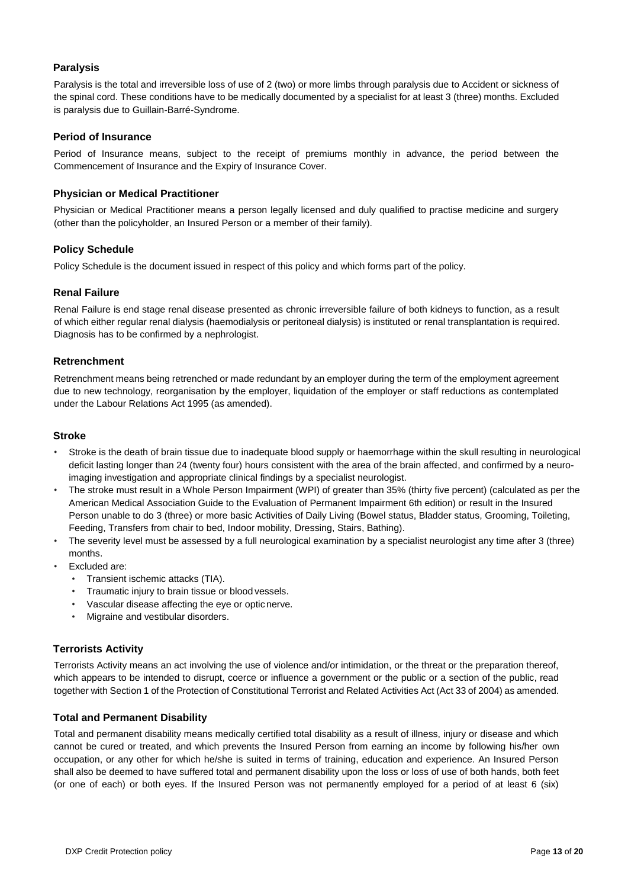### Paralysis

Paralysis is the total and irreversible loss of use of 2 (two) or more limbs through paralysis due to Accident or sickness of the spinal cord. These conditions have to be medically documented by a specialist for at least 3 (three) months. Excluded is paralysis due to Guillain-Barré-Syndrome.

### Period of Insurance

Period of Insurance means, subject to the receipt of premiums monthly in advance, the period between the Commencement of Insurance and the Expiry of Insurance Cover.

### Physician or Medical Practitioner

Physician or Medical Practitioner means a person legally licensed and duly qualified to practise medicine and surgery (other than the policyholder, an Insured Person or a member of their family).

### Policy Schedule

Policy Schedule is the document issued in respect of this policy and which forms part of the policy.

### Renal Failure

Renal Failure is end stage renal disease presented as chronic irreversible failure of both kidneys to function, as a result of which either regular renal dialysis (haemodialysis or peritoneal dialysis) is instituted or renal transplantation is required. Diagnosis has to be confirmed by a nephrologist.

### Retrenchment

Retrenchment means being retrenched or made redundant by an employer during the term of the employment agreement due to new technology, reorganisation by the employer, liquidation of the employer or staff reductions as contemplated under the Labour Relations Act 1995 (as amended).

### Stroke

- Stroke is the death of brain tissue due to inadequate blood supply or haemorrhage within the skull resulting in neurological deficit lasting longer than 24 (twenty four) hours consistent with the area of the brain affected, and confirmed by a neuro-imaging investigation and appropriate clinical findings by a specialist neurologist.
- The stroke must result in a Whole Person Impairment (WPI) of greater than 35% (thirty five percent) (calculated as per the American Medical Association Guide to the Evaluation of Permanent Impairment 6th edition) or result in the Insured Person unable to do 3 (three) or more basic Activities of Daily Living (Bowel status, Bladder status, Grooming, Toileting, Feeding, Transfers from chair to bed, Indoor mobility, Dressing, Stairs, Bathing).
- The severity level must be assessed by a full neurological examination by a specialist neurologist any time after 3 (three) months.
- Excluded are:
  - Transient ischemic attacks (TIA).
  - Traumatic injury to brain tissue or blood vessels.
  - Vascular disease affecting the eye or optic nerve.
  - Migraine and vestibular disorders.

### Terrorists Activity

Terrorists Activity means an act involving the use of violence and/or intimidation, or the threat or the preparation thereof, which appears to be intended to disrupt, coerce or influence a government or the public or a section of the public, read together with Section 1 of the Protection of Constitutional Terrorist and Related Activities Act (Act 33 of 2004) as amended.

### Total and Permanent Disability

Total and permanent disability means medically certified total disability as a result of illness, injury or disease and which cannot be cured or treated, and which prevents the Insured Person from earning an income by following his/her own occupation, or any other for which he/she is suited in terms of training, education and experience. An Insured Person shall also be deemed to have suffered total and permanent disability upon the loss or loss of use of both hands, both feet (or one of each) or both eyes. If the Insured Person was not permanently employed for a period of at least 6 (six)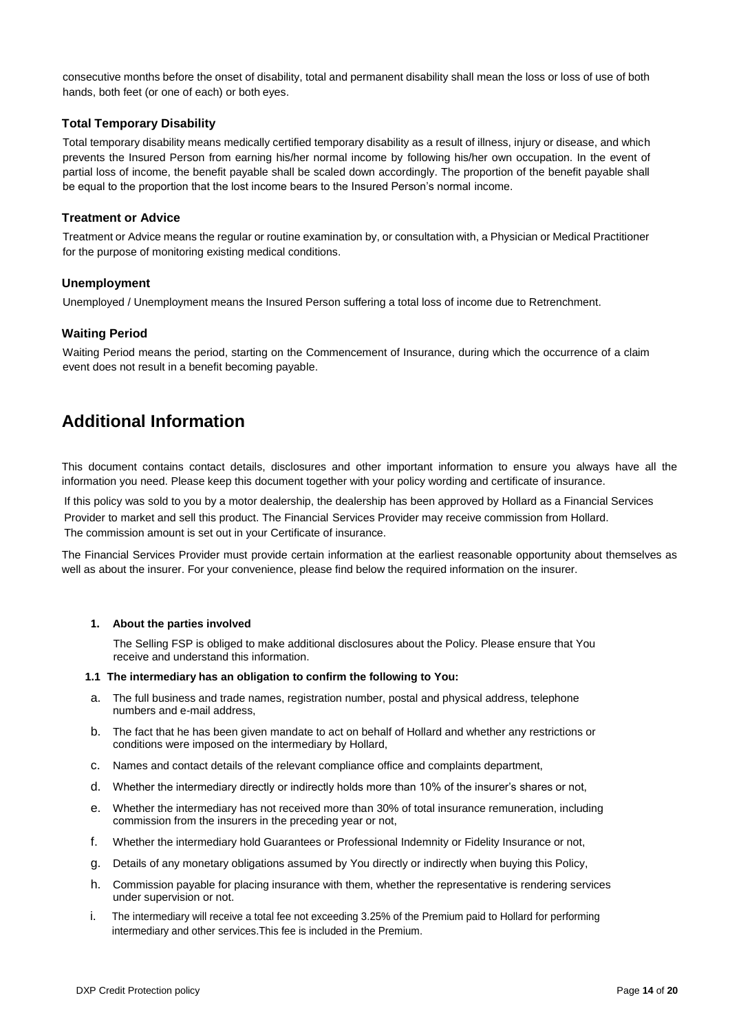consecutive months before the onset of disability, total and permanent disability shall mean the loss or loss of use of both hands, both feet (or one of each) or both eyes.

### Total Temporary Disability

Total temporary disability means medically certified temporary disability as a result of illness, injury or disease, and which prevents the Insured Person from earning his/her normal income by following his/her own occupation. In the event of partial loss of income, the benefit payable shall be scaled down accordingly. The proportion of the benefit payable shall be equal to the proportion that the lost income bears to the Insured Person's normal income.

### Treatment or Advice

Treatment or Advice means the regular or routine examination by, or consultation with, a Physician or Medical Practitioner for the purpose of monitoring existing medical conditions.

### Unemployment

Unemployed / Unemployment means the Insured Person suffering a total loss of income due to Retrenchment.

### Waiting Period

Waiting Period means the period, starting on the Commencement of Insurance, during which the occurrence of a claim event does not result in a benefit becoming payable.

## Additional Information

This document contains contact details, disclosures and other important information to ensure you always have all the information you need. Please keep this document together with your policy wording and certificate of insurance.

If this policy was sold to you by a motor dealership, the dealership has been approved by Hollard as a Financial Services Provider to market and sell this product. The Financial Services Provider may receive commission from Hollard. The commission amount is set out in your Certificate of insurance.

The Financial Services Provider must provide certain information at the earliest reasonable opportunity about themselves as well as about the insurer. For your convenience, please find below the required information on the insurer.

**1. About the parties involved**

The Selling FSP is obliged to make additional disclosures about the Policy. Please ensure that You receive and understand this information.

**1.1 The intermediary has an obligation to confirm the following to You:**

a. The full business and trade names, registration number, postal and physical address, telephone numbers and e-mail address,

b. The fact that he has been given mandate to act on behalf of Hollard and whether any restrictions or conditions were imposed on the intermediary by Hollard,

c. Names and contact details of the relevant compliance office and complaints department,

d. Whether the intermediary directly or indirectly holds more than 10% of the insurer's shares or not,

e. Whether the intermediary has not received more than 30% of total insurance remuneration, including commission from the insurers in the preceding year or not,

f. Whether the intermediary hold Guarantees or Professional Indemnity or Fidelity Insurance or not,

g. Details of any monetary obligations assumed by You directly or indirectly when buying this Policy,

h. Commission payable for placing insurance with them, whether the representative is rendering services under supervision or not.

i. The intermediary will receive a total fee not exceeding 3.25% of the Premium paid to Hollard for performing intermediary and other services.This fee is included in the Premium.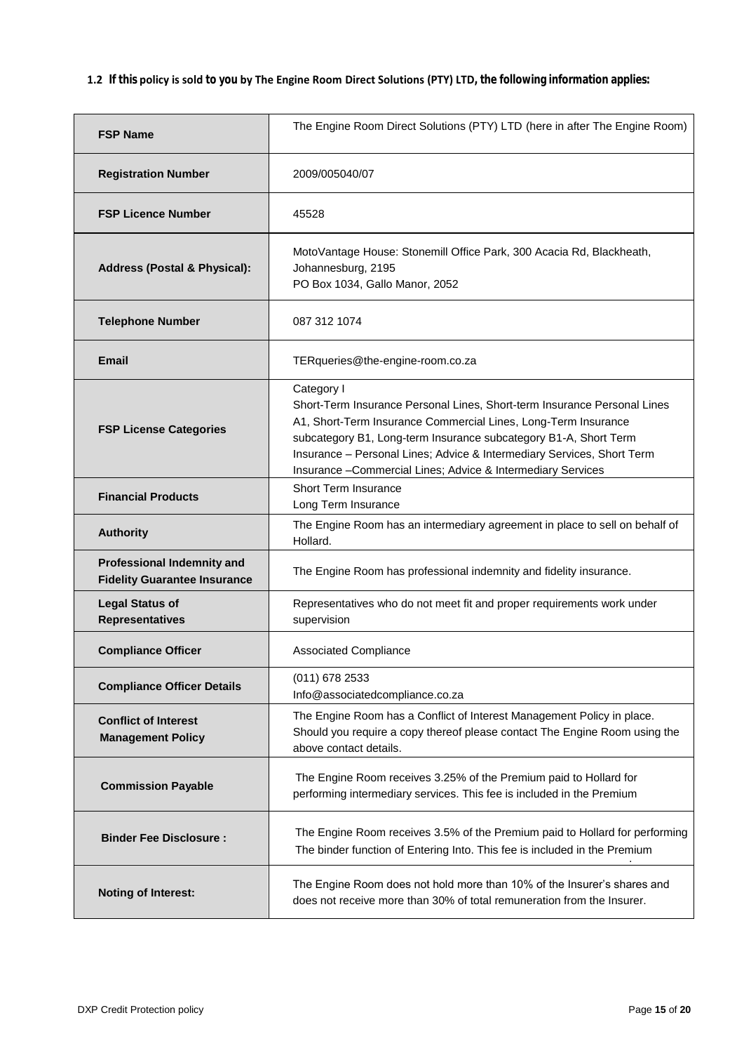**1.2 If this policy is sold to you by The Engine Room Direct Solutions (PTY) LTD, the following information applies:**

| | |
|---|---|
| **FSP Name** | The Engine Room Direct Solutions (PTY) LTD (here in after The Engine Room) |
| **Registration Number** | 2009/005040/07 |
| **FSP Licence Number** | 45528 |
| **Address (Postal & Physical):** | MotoVantage House: Stonemill Office Park, 300 Acacia Rd, Blackheath, Johannesburg, 2195<br>PO Box 1034, Gallo Manor, 2052 |
| **Telephone Number** | 087 312 1074 |
| **Email** | TERqueries@the-engine-room.co.za |
| **FSP License Categories** | Category I<br>Short-Term Insurance Personal Lines, Short-term Insurance Personal Lines A1, Short-Term Insurance Commercial Lines, Long-Term Insurance subcategory B1, Long-term Insurance subcategory B1-A, Short Term Insurance – Personal Lines; Advice & Intermediary Services, Short Term Insurance –Commercial Lines; Advice & Intermediary Services |
| **Financial Products** | Short Term Insurance<br>Long Term Insurance |
| **Authority** | The Engine Room has an intermediary agreement in place to sell on behalf of Hollard. |
| **Professional Indemnity and Fidelity Guarantee Insurance** | The Engine Room has professional indemnity and fidelity insurance. |
| **Legal Status of Representatives** | Representatives who do not meet fit and proper requirements work under supervision |
| **Compliance Officer** | Associated Compliance |
| **Compliance Officer Details** | (011) 678 2533<br>Info@associatedcompliance.co.za |
| **Conflict of Interest Management Policy** | The Engine Room has a Conflict of Interest Management Policy in place. Should you require a copy thereof please contact The Engine Room using the above contact details. |
| **Commission Payable** | The Engine Room receives 3.25% of the Premium paid to Hollard for performing intermediary services. This fee is included in the Premium |
| **Binder Fee Disclosure :** | The Engine Room receives 3.5% of the Premium paid to Hollard for performing The binder function of Entering Into. This fee is included in the Premium |
| **Noting of Interest:** | The Engine Room does not hold more than 10% of the Insurer's shares and does not receive more than 30% of total remuneration from the Insurer. |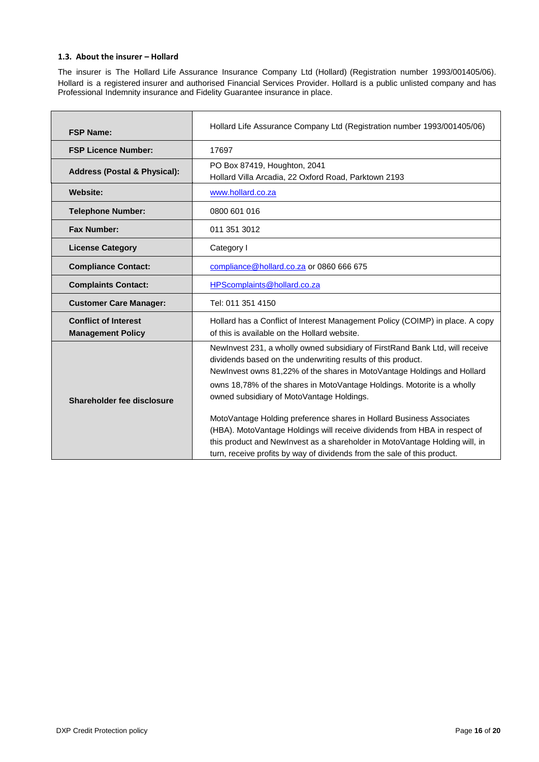### 1.3. About the insurer – Hollard

The insurer is The Hollard Life Assurance Insurance Company Ltd (Hollard) (Registration number 1993/001405/06). Hollard is a registered insurer and authorised Financial Services Provider. Hollard is a public unlisted company and has Professional Indemnity insurance and Fidelity Guarantee insurance in place.

| | |
|---|---|
| **FSP Name:** | Hollard Life Assurance Company Ltd (Registration number 1993/001405/06) |
| **FSP Licence Number:** | 17697 |
| **Address (Postal & Physical):** | PO Box 87419, Houghton, 2041<br>Hollard Villa Arcadia, 22 Oxford Road, Parktown 2193 |
| **Website:** | www.hollard.co.za |
| **Telephone Number:** | 0800 601 016 |
| **Fax Number:** | 011 351 3012 |
| **License Category** | Category I |
| **Compliance Contact:** | compliance@hollard.co.za or 0860 666 675 |
| **Complaints Contact:** | HPScomplaints@hollard.co.za |
| **Customer Care Manager:** | Tel: 011 351 4150 |
| **Conflict of Interest Management Policy** | Hollard has a Conflict of Interest Management Policy (COIMP) in place. A copy of this is available on the Hollard website. |
| **Shareholder fee disclosure** | NewInvest 231, a wholly owned subsidiary of FirstRand Bank Ltd, will receive dividends based on the underwriting results of this product.<br>NewInvest owns 81,22% of the shares in MotoVantage Holdings and Hollard owns 18,78% of the shares in MotoVantage Holdings. Motorite is a wholly owned subsidiary of MotoVantage Holdings.<br><br>MotoVantage Holding preference shares in Hollard Business Associates (HBA). MotoVantage Holdings will receive dividends from HBA in respect of this product and NewInvest as a shareholder in MotoVantage Holding will, in turn, receive profits by way of dividends from the sale of this product. |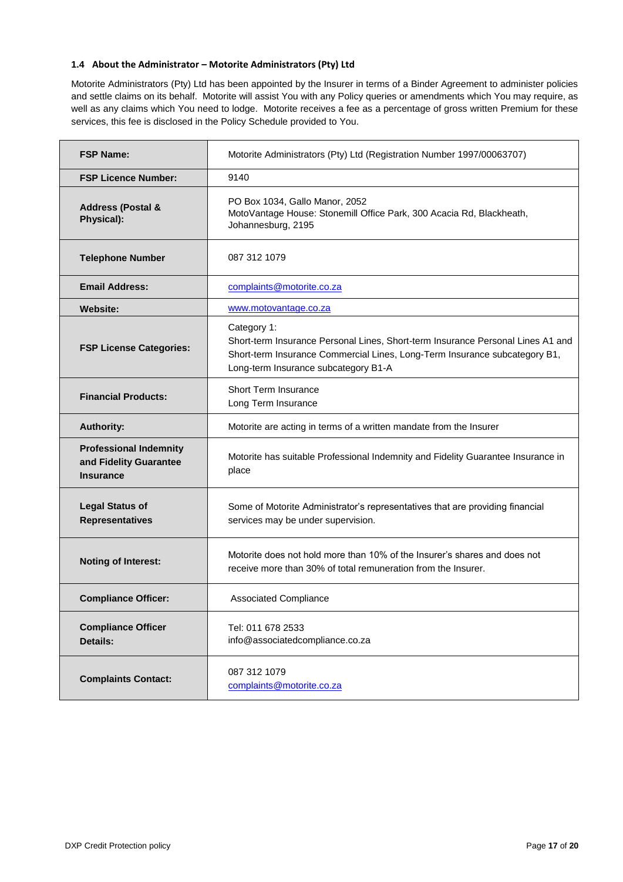### 1.4 About the Administrator – Motorite Administrators (Pty) Ltd

Motorite Administrators (Pty) Ltd has been appointed by the Insurer in terms of a Binder Agreement to administer policies and settle claims on its behalf. Motorite will assist You with any Policy queries or amendments which You may require, as well as any claims which You need to lodge. Motorite receives a fee as a percentage of gross written Premium for these services, this fee is disclosed in the Policy Schedule provided to You.

| | |
|---|---|
| **FSP Name:** | Motorite Administrators (Pty) Ltd (Registration Number 1997/00063707) |
| **FSP Licence Number:** | 9140 |
| **Address (Postal & Physical):** | PO Box 1034, Gallo Manor, 2052<br>MotoVantage House: Stonemill Office Park, 300 Acacia Rd, Blackheath, Johannesburg, 2195 |
| **Telephone Number** | 087 312 1079 |
| **Email Address:** | complaints@motorite.co.za |
| **Website:** | www.motovantage.co.za |
| **FSP License Categories:** | Category 1:<br>Short-term Insurance Personal Lines, Short-term Insurance Personal Lines A1 and Short-term Insurance Commercial Lines, Long-Term Insurance subcategory B1, Long-term Insurance subcategory B1-A |
| **Financial Products:** | Short Term Insurance<br>Long Term Insurance |
| **Authority:** | Motorite are acting in terms of a written mandate from the Insurer |
| **Professional Indemnity and Fidelity Guarantee Insurance** | Motorite has suitable Professional Indemnity and Fidelity Guarantee Insurance in place |
| **Legal Status of Representatives** | Some of Motorite Administrator's representatives that are providing financial services may be under supervision. |
| **Noting of Interest:** | Motorite does not hold more than 10% of the Insurer's shares and does not receive more than 30% of total remuneration from the Insurer. |
| **Compliance Officer:** | Associated Compliance |
| **Compliance Officer Details:** | Tel: 011 678 2533<br>info@associatedcompliance.co.za |
| **Complaints Contact:** | 087 312 1079<br>complaints@motorite.co.za |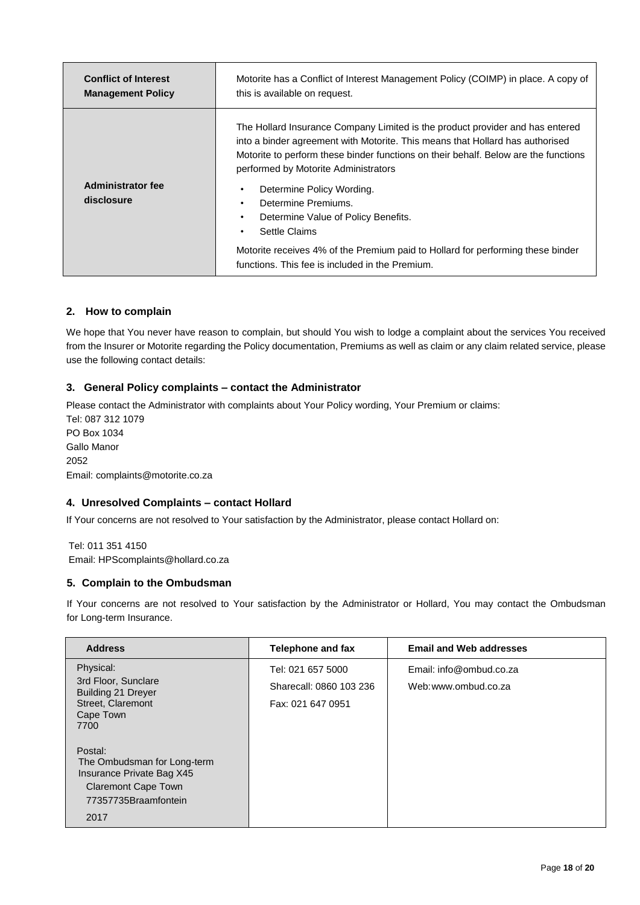| **Conflict of Interest Management Policy** | Motorite has a Conflict of Interest Management Policy (COIMP) in place. A copy of this is available on request. |
| --- | --- |
| **Administrator fee disclosure** | The Hollard Insurance Company Limited is the product provider and has entered into a binder agreement with Motorite. This means that Hollard has authorised Motorite to perform these binder functions on their behalf. Below are the functions performed by Motorite Administrators<br><br>• Determine Policy Wording.<br>• Determine Premiums.<br>• Determine Value of Policy Benefits.<br>• Settle Claims<br><br>Motorite receives 4% of the Premium paid to Hollard for performing these binder functions. This fee is included in the Premium. |

## 2. How to complain

We hope that You never have reason to complain, but should You wish to lodge a complaint about the services You received from the Insurer or Motorite regarding the Policy documentation, Premiums as well as claim or any claim related service, please use the following contact details:

## 3. General Policy complaints – contact the Administrator

Please contact the Administrator with complaints about Your Policy wording, Your Premium or claims:
Tel: 087 312 1079
PO Box 1034
Gallo Manor
2052
Email: complaints@motorite.co.za

## 4. Unresolved Complaints – contact Hollard

If Your concerns are not resolved to Your satisfaction by the Administrator, please contact Hollard on:

Tel: 011 351 4150
Email: HPScomplaints@hollard.co.za

## 5. Complain to the Ombudsman

If Your concerns are not resolved to Your satisfaction by the Administrator or Hollard, You may contact the Ombudsman for Long-term Insurance.

| **Address** | **Telephone and fax** | **Email and Web addresses** |
| --- | --- | --- |
| Physical:<br>3rd Floor, Sunclare<br>Building 21 Dreyer<br>Street, Claremont<br>Cape Town<br>7700<br><br>Postal:<br>The Ombudsman for Long-term Insurance Private Bag X45<br>Claremont Cape Town<br>77357735Braamfontein<br>2017 | Tel: 021 657 5000<br>Sharecall: 0860 103 236<br>Fax: 021 647 0951 | Email: info@ombud.co.za<br>Web:www.ombud.co.za |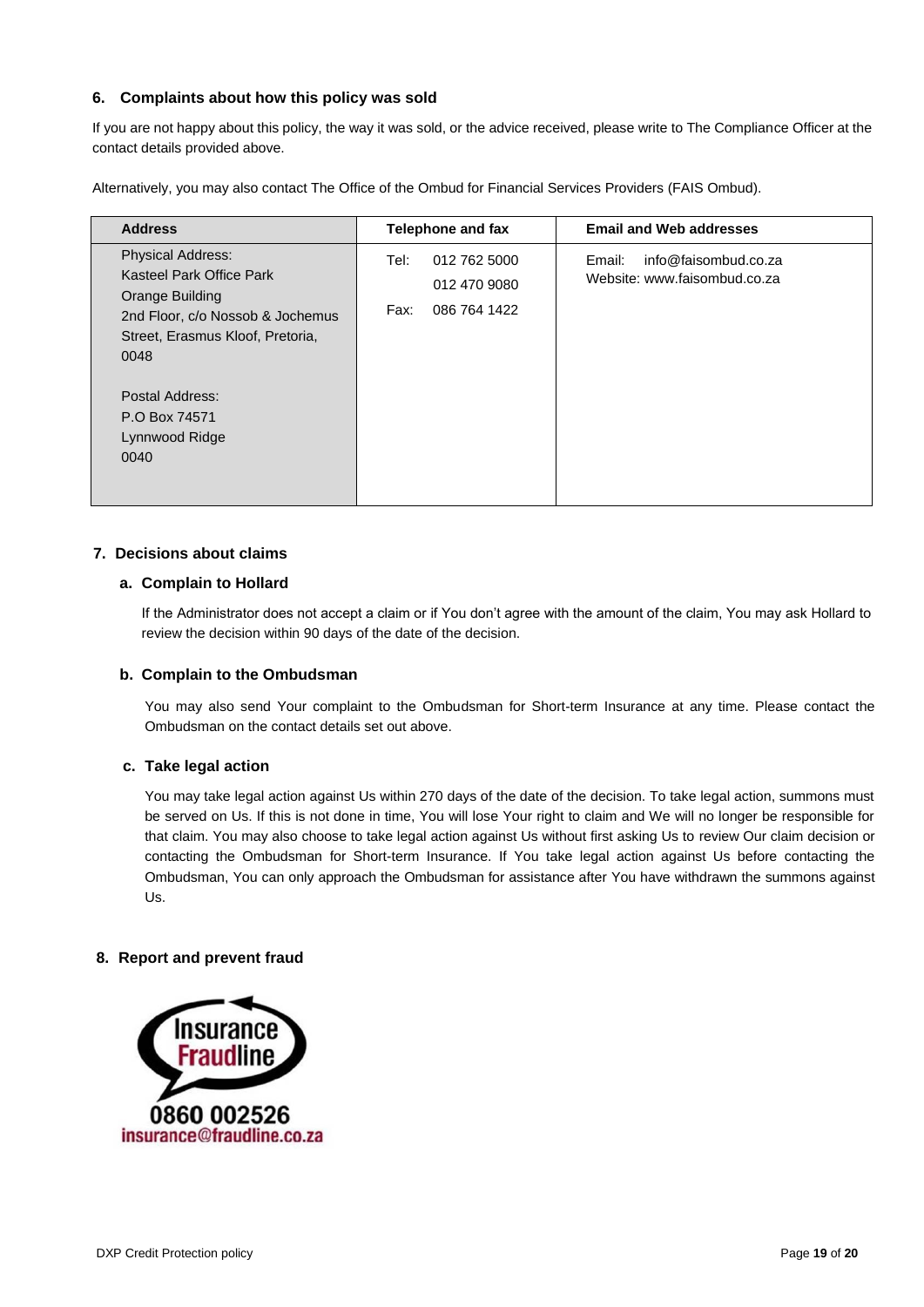### 6. Complaints about how this policy was sold

If you are not happy about this policy, the way it was sold, or the advice received, please write to The Compliance Officer at the contact details provided above.

Alternatively, you may also contact The Office of the Ombud for Financial Services Providers (FAIS Ombud).

| Address | Telephone and fax | Email and Web addresses |
| --- | --- | --- |
| Physical Address:<br>Kasteel Park Office Park<br>Orange Building<br>2nd Floor, c/o Nossob & Jochemus Street, Erasmus Kloof, Pretoria, 0048<br><br>Postal Address:<br>P.O Box 74571<br>Lynnwood Ridge<br>0040 | Tel: 012 762 5000<br>012 470 9080<br>Fax: 086 764 1422 | Email: info@faisombud.co.za<br>Website: www.faisombud.co.za |

### 7. Decisions about claims

#### a. Complain to Hollard

If the Administrator does not accept a claim or if You don't agree with the amount of the claim, You may ask Hollard to review the decision within 90 days of the date of the decision.

#### b. Complain to the Ombudsman

You may also send Your complaint to the Ombudsman for Short-term Insurance at any time. Please contact the Ombudsman on the contact details set out above.

#### c. Take legal action

You may take legal action against Us within 270 days of the date of the decision. To take legal action, summons must be served on Us. If this is not done in time, You will lose Your right to claim and We will no longer be responsible for that claim. You may also choose to take legal action against Us without first asking Us to review Our claim decision or contacting the Ombudsman for Short-term Insurance. If You take legal action against Us before contacting the Ombudsman, You can only approach the Ombudsman for assistance after You have withdrawn the summons against Us.

### 8. Report and prevent fraud

Insurance Fraudline

0860 002526

insurance@fraudline.co.za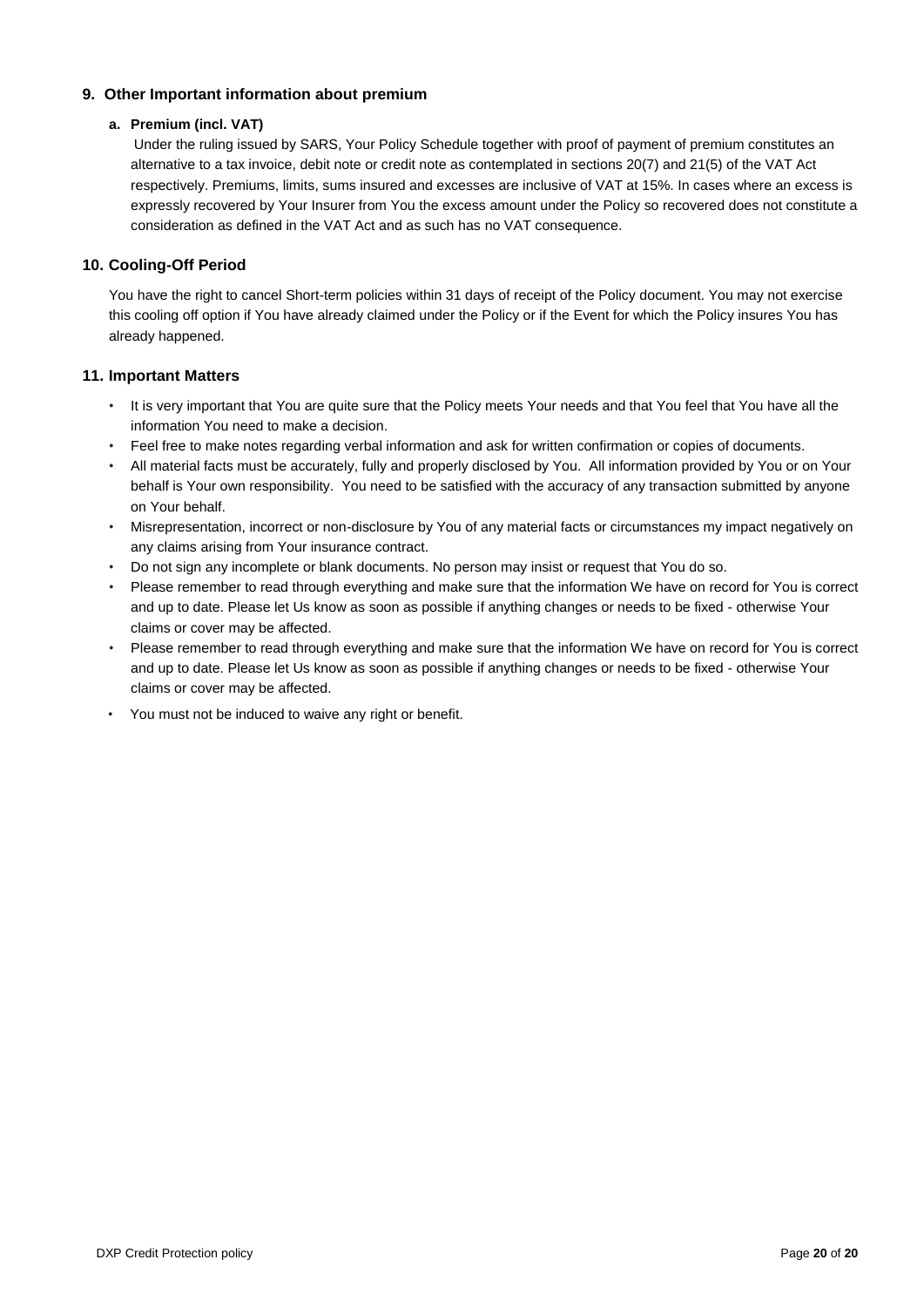## 9. Other Important information about premium

### a. Premium (incl. VAT)

Under the ruling issued by SARS, Your Policy Schedule together with proof of payment of premium constitutes an alternative to a tax invoice, debit note or credit note as contemplated in sections 20(7) and 21(5) of the VAT Act respectively. Premiums, limits, sums insured and excesses are inclusive of VAT at 15%. In cases where an excess is expressly recovered by Your Insurer from You the excess amount under the Policy so recovered does not constitute a consideration as defined in the VAT Act and as such has no VAT consequence.

## 10. Cooling-Off Period

You have the right to cancel Short-term policies within 31 days of receipt of the Policy document. You may not exercise this cooling off option if You have already claimed under the Policy or if the Event for which the Policy insures You has already happened.

## 11. Important Matters

- It is very important that You are quite sure that the Policy meets Your needs and that You feel that You have all the information You need to make a decision.
- Feel free to make notes regarding verbal information and ask for written confirmation or copies of documents.
- All material facts must be accurately, fully and properly disclosed by You. All information provided by You or on Your behalf is Your own responsibility. You need to be satisfied with the accuracy of any transaction submitted by anyone on Your behalf.
- Misrepresentation, incorrect or non-disclosure by You of any material facts or circumstances my impact negatively on any claims arising from Your insurance contract.
- Do not sign any incomplete or blank documents. No person may insist or request that You do so.
- Please remember to read through everything and make sure that the information We have on record for You is correct and up to date. Please let Us know as soon as possible if anything changes or needs to be fixed - otherwise Your claims or cover may be affected.
- Please remember to read through everything and make sure that the information We have on record for You is correct and up to date. Please let Us know as soon as possible if anything changes or needs to be fixed - otherwise Your claims or cover may be affected.
- You must not be induced to waive any right or benefit.